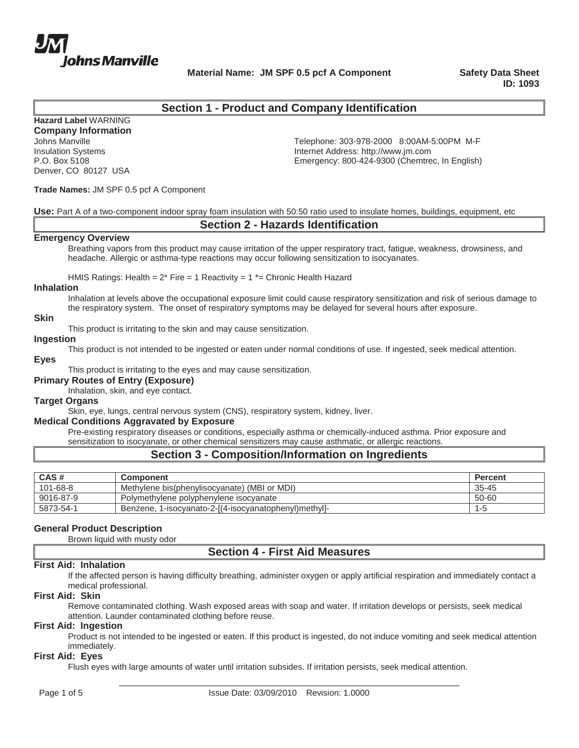**Johns Manville**

**Material Name: JM SPF 0.5 pcf A Component**

**Safety Data Sheet**
**ID: 1093**

## Section 1 - Product and Company Identification

**Hazard Label** WARNING

**Company Information**

Johns Manville
Insulation Systems
P.O. Box 5108
Denver, CO 80127 USA

Telephone: 303-978-2000 8:00AM-5:00PM M-F
Internet Address: http://www.jm.com
Emergency: 800-424-9300 (Chemtrec, In English)

**Trade Names:** JM SPF 0.5 pcf A Component

**Use:** Part A of a two-component indoor spray foam insulation with 50:50 ratio used to insulate homes, buildings, equipment, etc

## Section 2 - Hazards Identification

### Emergency Overview

Breathing vapors from this product may cause irritation of the upper respiratory tract, fatigue, weakness, drowsiness, and headache. Allergic or asthma-type reactions may occur following sensitization to isocyanates.

HMIS Ratings: Health = 2* Fire = 1 Reactivity = 1 *= Chronic Health Hazard

### Inhalation

Inhalation at levels above the occupational exposure limit could cause respiratory sensitization and risk of serious damage to the respiratory system. The onset of respiratory symptoms may be delayed for several hours after exposure.

### Skin

This product is irritating to the skin and may cause sensitization.

### Ingestion

This product is not intended to be ingested or eaten under normal conditions of use. If ingested, seek medical attention.

### Eyes

This product is irritating to the eyes and may cause sensitization.

### Primary Routes of Entry (Exposure)

Inhalation, skin, and eye contact.

### Target Organs

Skin, eye, lungs, central nervous system (CNS), respiratory system, kidney, liver.

### Medical Conditions Aggravated by Exposure

Pre-existing respiratory diseases or conditions, especially asthma or chemically-induced asthma. Prior exposure and sensitization to isocyanate, or other chemical sensitizers may cause asthmatic, or allergic reactions.

## Section 3 - Composition/Information on Ingredients

| CAS # | Component | Percent |
|---|---|---|
| 101-68-8 | Methylene bis(phenylisocyanate) (MBI or MDI) | 35-45 |
| 9016-87-9 | Polymethylene polyphenylene isocyanate | 50-60 |
| 5873-54-1 | Benzene, 1-isocyanato-2-[(4-isocyanatophenyl)methyl]- | 1-5 |

### General Product Description

Brown liquid with musty odor

## Section 4 - First Aid Measures

### First Aid: Inhalation

If the affected person is having difficulty breathing, administer oxygen or apply artificial respiration and immediately contact a medical professional.

### First Aid: Skin

Remove contaminated clothing. Wash exposed areas with soap and water. If irritation develops or persists, seek medical attention. Launder contaminated clothing before reuse.

### First Aid: Ingestion

Product is not intended to be ingested or eaten. If this product is ingested, do not induce vomiting and seek medical attention immediately.

### First Aid: Eyes

Flush eyes with large amounts of water until irritation subsides. If irritation persists, seek medical attention.

Issue Date: 03/09/2010 Revision: 1.0000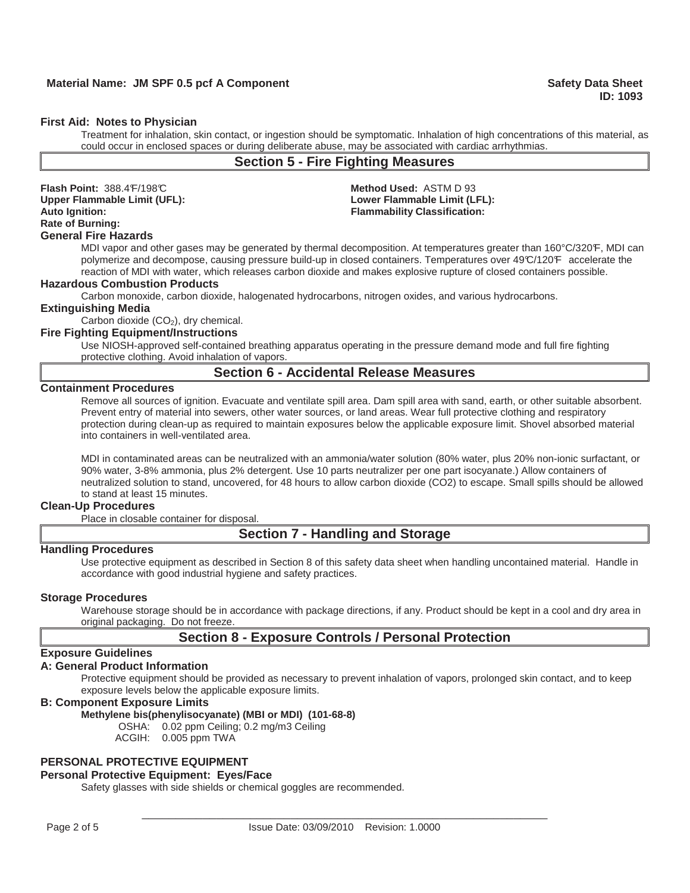**First Aid: Notes to Physician**

Treatment for inhalation, skin contact, or ingestion should be symptomatic. Inhalation of high concentrations of this material, as could occur in enclosed spaces or during deliberate abuse, may be associated with cardiac arrhythmias.

## Section 5 - Fire Fighting Measures

**Flash Point:** 388.4°F/198°C
**Method Used:** ASTM D 93
**Upper Flammable Limit (UFL):**
**Lower Flammable Limit (LFL):**
**Auto Ignition:**
**Flammability Classification:**
**Rate of Burning:**

### General Fire Hazards

MDI vapor and other gases may be generated by thermal decomposition. At temperatures greater than 160°C/320°F, MDI can polymerize and decompose, causing pressure build-up in closed containers. Temperatures over 49°C/120°F accelerate the reaction of MDI with water, which releases carbon dioxide and makes explosive rupture of closed containers possible.

### Hazardous Combustion Products

Carbon monoxide, carbon dioxide, halogenated hydrocarbons, nitrogen oxides, and various hydrocarbons.

### Extinguishing Media

Carbon dioxide ($CO_2$), dry chemical.

### Fire Fighting Equipment/Instructions

Use NIOSH-approved self-contained breathing apparatus operating in the pressure demand mode and full fire fighting protective clothing. Avoid inhalation of vapors.

## Section 6 - Accidental Release Measures

### Containment Procedures

Remove all sources of ignition. Evacuate and ventilate spill area. Dam spill area with sand, earth, or other suitable absorbent. Prevent entry of material into sewers, other water sources, or land areas. Wear full protective clothing and respiratory protection during clean-up as required to maintain exposures below the applicable exposure limit. Shovel absorbed material into containers in well-ventilated area.

MDI in contaminated areas can be neutralized with an ammonia/water solution (80% water, plus 20% non-ionic surfactant, or 90% water, 3-8% ammonia, plus 2% detergent. Use 10 parts neutralizer per one part isocyanate.) Allow containers of neutralized solution to stand, uncovered, for 48 hours to allow carbon dioxide ($CO_2$) to escape. Small spills should be allowed to stand at least 15 minutes.

### Clean-Up Procedures

Place in closable container for disposal.

## Section 7 - Handling and Storage

### Handling Procedures

Use protective equipment as described in Section 8 of this safety data sheet when handling uncontained material. Handle in accordance with good industrial hygiene and safety practices.

### Storage Procedures

Warehouse storage should be in accordance with package directions, if any. Product should be kept in a cool and dry area in original packaging. Do not freeze.

## Section 8 - Exposure Controls / Personal Protection

### Exposure Guidelines

### A: General Product Information

Protective equipment should be provided as necessary to prevent inhalation of vapors, prolonged skin contact, and to keep exposure levels below the applicable exposure limits.

### B: Component Exposure Limits

**Methylene bis(phenylisocyanate) (MBI or MDI) (101-68-8)**

OSHA: 0.02 ppm Ceiling; 0.2 mg/m3 Ceiling
ACGIH: 0.005 ppm TWA

### PERSONAL PROTECTIVE EQUIPMENT

### Personal Protective Equipment: Eyes/Face

Safety glasses with side shields or chemical goggles are recommended.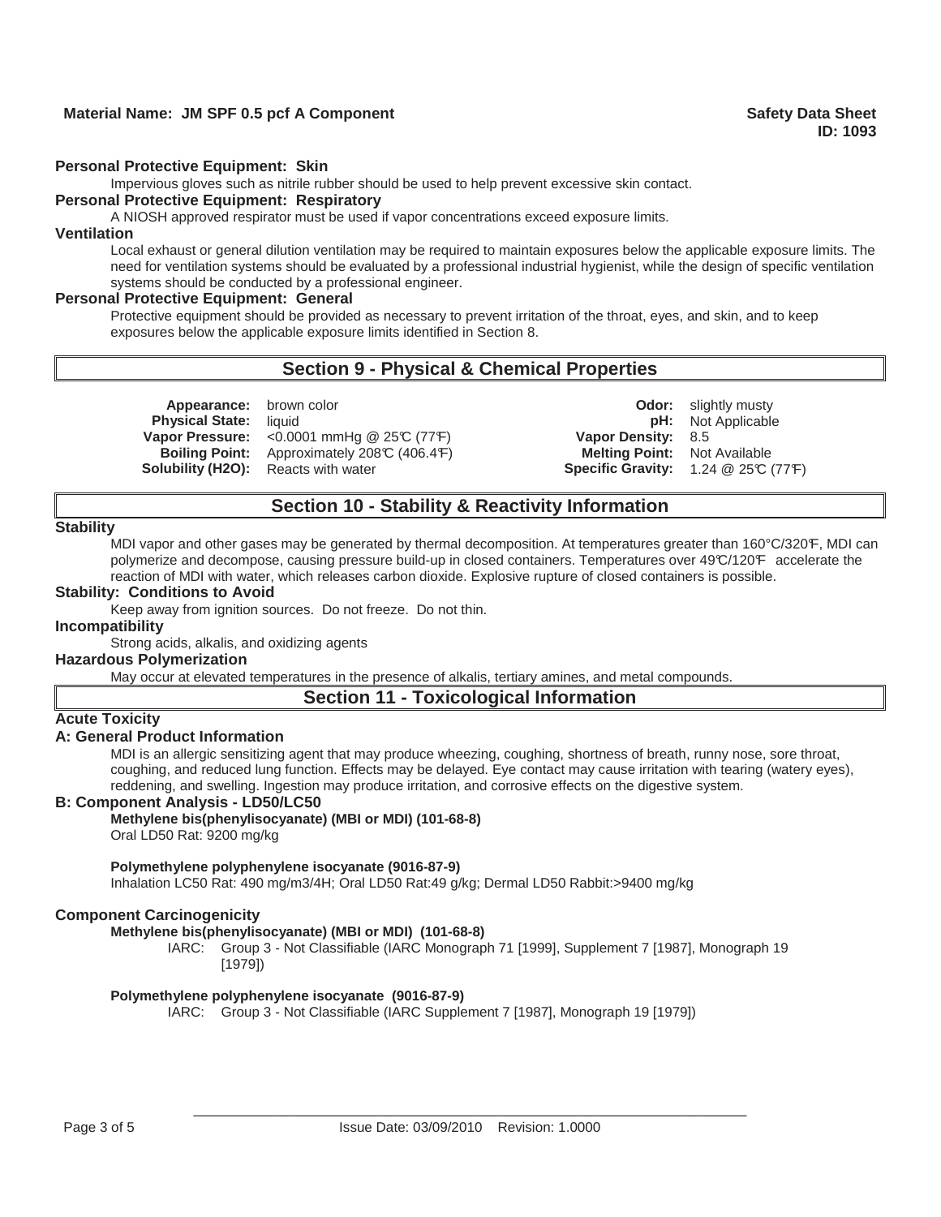**Personal Protective Equipment: Skin**

Impervious gloves such as nitrile rubber should be used to help prevent excessive skin contact.

**Personal Protective Equipment: Respiratory**

A NIOSH approved respirator must be used if vapor concentrations exceed exposure limits.

**Ventilation**

Local exhaust or general dilution ventilation may be required to maintain exposures below the applicable exposure limits. The need for ventilation systems should be evaluated by a professional industrial hygienist, while the design of specific ventilation systems should be conducted by a professional engineer.

**Personal Protective Equipment: General**

Protective equipment should be provided as necessary to prevent irritation of the throat, eyes, and skin, and to keep exposures below the applicable exposure limits identified in Section 8.

## Section 9 - Physical & Chemical Properties

| | | | |
|---|---|---|---|
| **Appearance:** | brown color | **Odor:** | slightly musty |
| **Physical State:** | liquid | **pH:** | Not Applicable |
| **Vapor Pressure:** | <0.0001 mmHg @ 25℃ (77℉) | **Vapor Density:** | 8.5 |
| **Boiling Point:** | Approximately 208℃ (406.4℉) | **Melting Point:** | Not Available |
| **Solubility (H2O):** | Reacts with water | **Specific Gravity:** | 1.24 @ 25℃ (77℉) |

## Section 10 - Stability & Reactivity Information

**Stability**

MDI vapor and other gases may be generated by thermal decomposition. At temperatures greater than 160°C/320℉, MDI can polymerize and decompose, causing pressure build-up in closed containers. Temperatures over 49℃/120℉ accelerate the reaction of MDI with water, which releases carbon dioxide. Explosive rupture of closed containers is possible.

**Stability: Conditions to Avoid**

Keep away from ignition sources. Do not freeze. Do not thin.

**Incompatibility**

Strong acids, alkalis, and oxidizing agents

**Hazardous Polymerization**

May occur at elevated temperatures in the presence of alkalis, tertiary amines, and metal compounds.

## Section 11 - Toxicological Information

**Acute Toxicity**

**A: General Product Information**

MDI is an allergic sensitizing agent that may produce wheezing, coughing, shortness of breath, runny nose, sore throat, coughing, and reduced lung function. Effects may be delayed. Eye contact may cause irritation with tearing (watery eyes), reddening, and swelling. Ingestion may produce irritation, and corrosive effects on the digestive system.

**B: Component Analysis - LD50/LC50**

**Methylene bis(phenylisocyanate) (MBI or MDI) (101-68-8)**

Oral LD50 Rat: 9200 mg/kg

**Polymethylene polyphenylene isocyanate (9016-87-9)**

Inhalation LC50 Rat: 490 mg/m3/4H; Oral LD50 Rat:49 g/kg; Dermal LD50 Rabbit:>9400 mg/kg

**Component Carcinogenicity**

**Methylene bis(phenylisocyanate) (MBI or MDI) (101-68-8)**

IARC: Group 3 - Not Classifiable (IARC Monograph 71 [1999], Supplement 7 [1987], Monograph 19 [1979])

**Polymethylene polyphenylene isocyanate (9016-87-9)**

IARC: Group 3 - Not Classifiable (IARC Supplement 7 [1987], Monograph 19 [1979])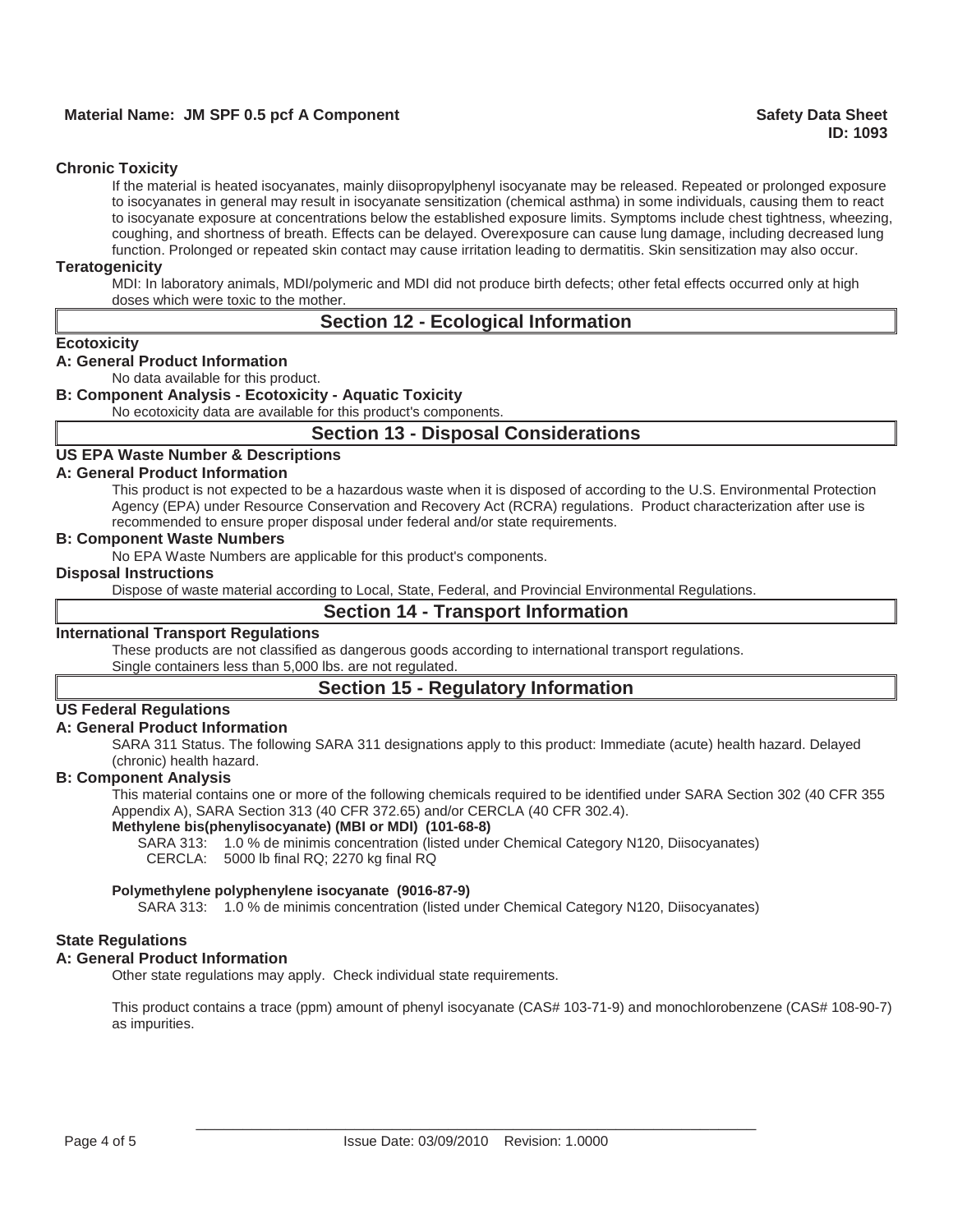### Chronic Toxicity

If the material is heated isocyanates, mainly diisopropylphenyl isocyanate may be released. Repeated or prolonged exposure to isocyanates in general may result in isocyanate sensitization (chemical asthma) in some individuals, causing them to react to isocyanate exposure at concentrations below the established exposure limits. Symptoms include chest tightness, wheezing, coughing, and shortness of breath. Effects can be delayed. Overexposure can cause lung damage, including decreased lung function. Prolonged or repeated skin contact may cause irritation leading to dermatitis. Skin sensitization may also occur.

### Teratogenicity

MDI: In laboratory animals, MDI/polymeric and MDI did not produce birth defects; other fetal effects occurred only at high doses which were toxic to the mother.

## Section 12 - Ecological Information

### Ecotoxicity

**A: General Product Information**

No data available for this product.

**B: Component Analysis - Ecotoxicity - Aquatic Toxicity**

No ecotoxicity data are available for this product's components.

## Section 13 - Disposal Considerations

### US EPA Waste Number & Descriptions

**A: General Product Information**

This product is not expected to be a hazardous waste when it is disposed of according to the U.S. Environmental Protection Agency (EPA) under Resource Conservation and Recovery Act (RCRA) regulations. Product characterization after use is recommended to ensure proper disposal under federal and/or state requirements.

**B: Component Waste Numbers**

No EPA Waste Numbers are applicable for this product's components.

### Disposal Instructions

Dispose of waste material according to Local, State, Federal, and Provincial Environmental Regulations.

## Section 14 - Transport Information

### International Transport Regulations

These products are not classified as dangerous goods according to international transport regulations.
Single containers less than 5,000 lbs. are not regulated.

## Section 15 - Regulatory Information

### US Federal Regulations

**A: General Product Information**

SARA 311 Status. The following SARA 311 designations apply to this product: Immediate (acute) health hazard. Delayed (chronic) health hazard.

**B: Component Analysis**

This material contains one or more of the following chemicals required to be identified under SARA Section 302 (40 CFR 355 Appendix A), SARA Section 313 (40 CFR 372.65) and/or CERCLA (40 CFR 302.4).

**Methylene bis(phenylisocyanate) (MBI or MDI) (101-68-8)**

SARA 313: 1.0 % de minimis concentration (listed under Chemical Category N120, Diisocyanates)
CERCLA: 5000 lb final RQ; 2270 kg final RQ

**Polymethylene polyphenylene isocyanate (9016-87-9)**

SARA 313: 1.0 % de minimis concentration (listed under Chemical Category N120, Diisocyanates)

### State Regulations

**A: General Product Information**

Other state regulations may apply. Check individual state requirements.

This product contains a trace (ppm) amount of phenyl isocyanate (CAS# 103-71-9) and monochlorobenzene (CAS# 108-90-7) as impurities.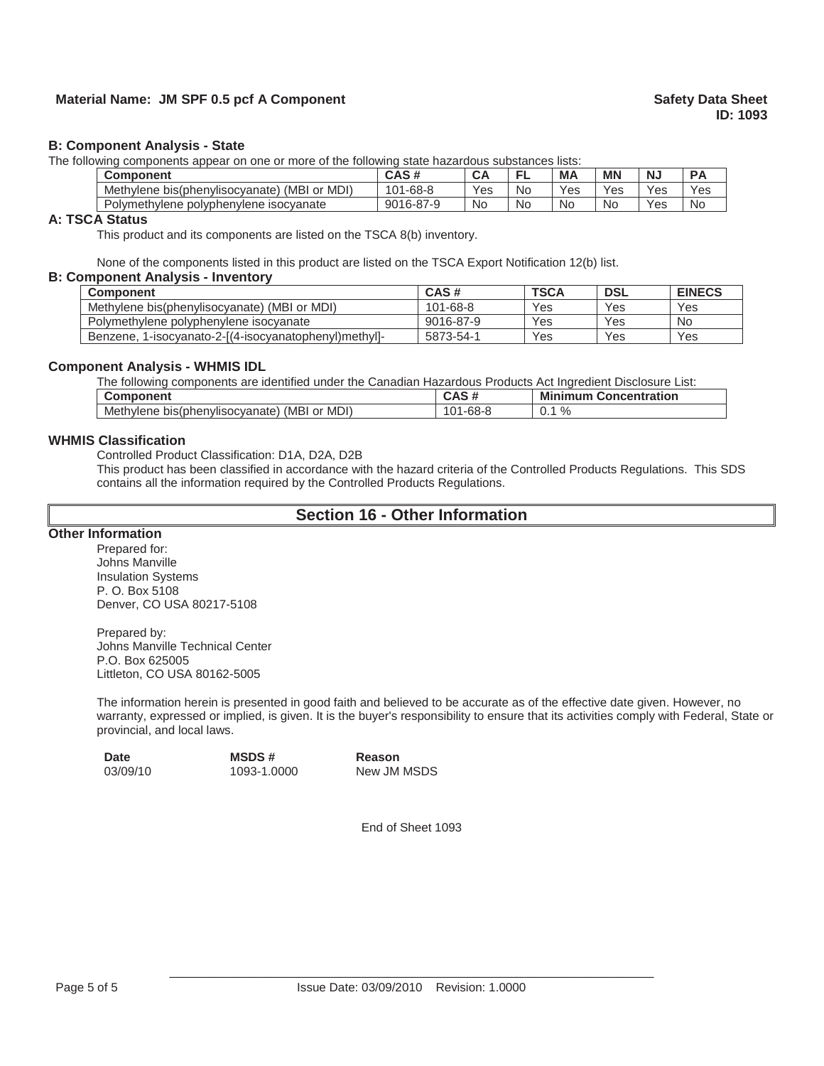### B: Component Analysis - State

The following components appear on one or more of the following state hazardous substances lists:

| Component | CAS # | CA | FL | MA | MN | NJ | PA |
|---|---|---|---|---|---|---|---|
| Methylene bis(phenylisocyanate) (MBI or MDI) | 101-68-8 | Yes | No | Yes | Yes | Yes | Yes |
| Polymethylene polyphenylene isocyanate | 9016-87-9 | No | No | No | No | Yes | No |

### A: TSCA Status

This product and its components are listed on the TSCA 8(b) inventory.

None of the components listed in this product are listed on the TSCA Export Notification 12(b) list.

### B: Component Analysis - Inventory

| Component | CAS # | TSCA | DSL | EINECS |
|---|---|---|---|---|
| Methylene bis(phenylisocyanate) (MBI or MDI) | 101-68-8 | Yes | Yes | Yes |
| Polymethylene polyphenylene isocyanate | 9016-87-9 | Yes | Yes | No |
| Benzene, 1-isocyanato-2-[(4-isocyanatophenyl)methyl]- | 5873-54-1 | Yes | Yes | Yes |

### Component Analysis - WHMIS IDL

The following components are identified under the Canadian Hazardous Products Act Ingredient Disclosure List:

| Component | CAS # | Minimum Concentration |
|---|---|---|
| Methylene bis(phenylisocyanate) (MBI or MDI) | 101-68-8 | 0.1 % |

### WHMIS Classification

Controlled Product Classification: D1A, D2A, D2B

This product has been classified in accordance with the hazard criteria of the Controlled Products Regulations. This SDS contains all the information required by the Controlled Products Regulations.

## Section 16 - Other Information

### Other Information

Prepared for:
Johns Manville
Insulation Systems
P. O. Box 5108
Denver, CO USA 80217-5108

Prepared by:
Johns Manville Technical Center
P.O. Box 625005
Littleton, CO USA 80162-5005

The information herein is presented in good faith and believed to be accurate as of the effective date given. However, no warranty, expressed or implied, is given. It is the buyer's responsibility to ensure that its activities comply with Federal, State or provincial, and local laws.

| Date | MSDS # | Reason |
|---|---|---|
| 03/09/10 | 1093-1.0000 | New JM MSDS |

End of Sheet 1093